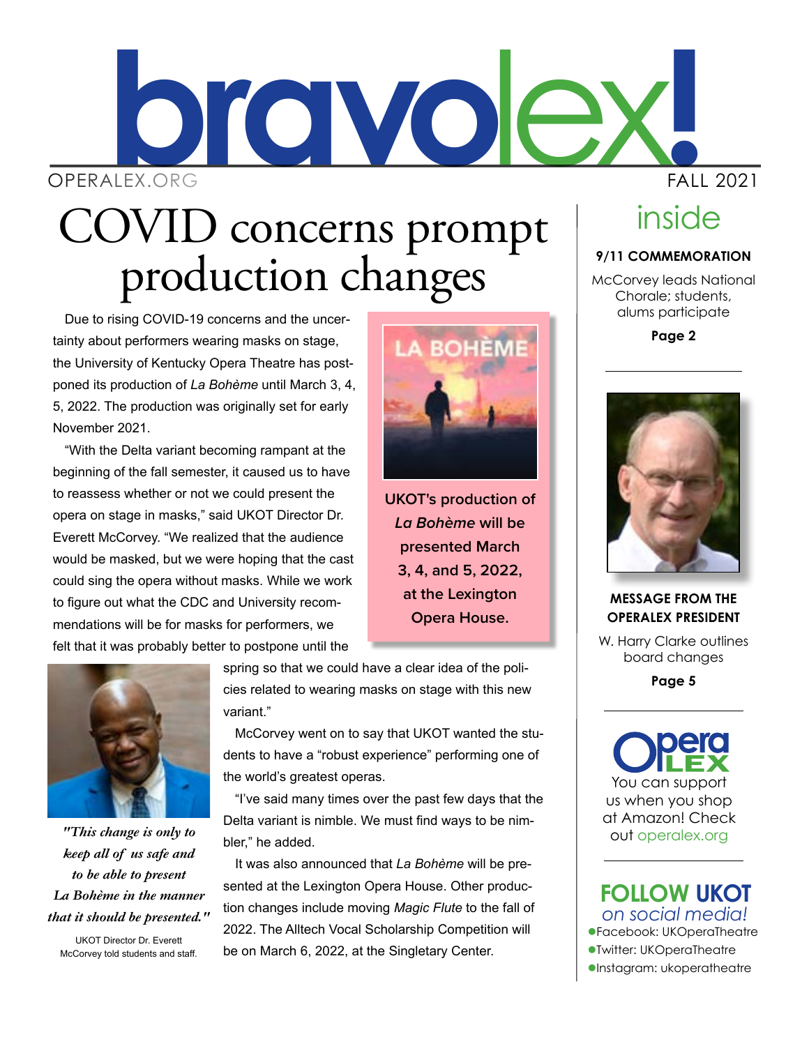# bravolex!

OPERALEX.ORG — FALL 2021

# COVID concerns prompt production changes

Due to rising COVID-19 concerns and the uncertainty about performers wearing masks on stage, the University of Kentucky Opera Theatre has postponed its production of *La Bohème* until March 3, 4, 5, 2022. The production was originally set for early November 2021.

"With the Delta variant becoming rampant at the beginning of the fall semester, it caused us to have to reassess whether or not we could present the opera on stage in masks," said UKOT Director Dr. Everett McCorvey. "We realized that the audience would be masked, but we were hoping that the cast could sing the opera without masks. While we work to figure out what the CDC and University recommendations will be for masks for performers, we felt that it was probably better to postpone until the spring so that we could have a clear idea of the policies related to wearing masks on stage with this new variant."

McCorvey went on to say that UKOT wanted the students to have a "robust experience" performing one of the world's greatest operas.

"I've said many times over the past few days that the Delta variant is nimble. We must find ways to be nimbler," he added.

It was also announced that *La Bohème* will be presented at the Lexington Opera House. Other production changes include moving *Magic Flute* to the fall of 2022. The Alltech Vocal Scholarship Competition will be on March 6, 2022, at the Singletary Center.

**UKOT's production of *La Bohème* will be presented March 3, 4, and 5, 2022, at the Lexington Opera House.**

*"This change is only to keep all of us safe and to be able to present La Bohème in the manner that it should be presented."*

UKOT Director Dr. Everett McCorvey told students and staff.

## inside

**9/11 COMMEMORATION**

McCorvey leads National Chorale; students, alums participate

**Page 2**

**MESSAGE FROM THE OPERALEX PRESIDENT**

W. Harry Clarke outlines board changes

**Page 5**

Opera LEX

You can support us when you shop at Amazon! Check out operalex.org

**FOLLOW UKOT** *on social media!*

- Facebook: UKOperaTheatre
- Twitter: UKOperaTheatre
- Instagram: ukoperatheatre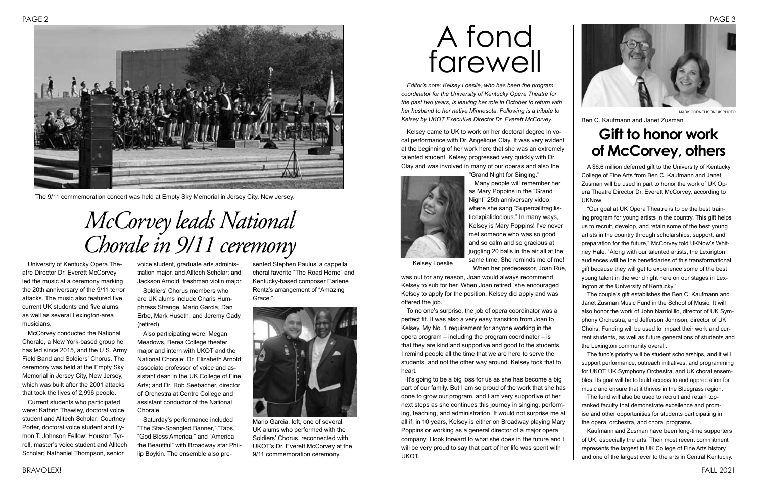The 9/11 commemoration concert was held at Empty Sky Memorial in Jersey City, New Jersey.

# *McCorvey leads National Chorale in 9/11 ceremony*

University of Kentucky Opera Theatre Director Dr. Everett McCorvey led the music at a ceremony marking the 20th anniversary of the 9/11 terror attacks. The music also featured five current UK students and five alums, as well as several Lexington-area musicians.

McCorvey conducted the National Chorale, a New York-based group he has led since 2015, and the U.S. Army Field Band and Soldiers' Chorus. The ceremony was held at the Empty Sky Memorial in Jersey City, New Jersey, which was built after the 2001 attacks that took the lives of 2,996 people.

Current students who participated were: Kathrin Thawley, doctoral voice student and Alltech Scholar; Courtney Porter, doctoral voice student and Lyman T. Johnson Fellow; Houston Tyrrell, master's voice student and Alltech Scholar; Nathaniel Thompson, senior voice student, graduate arts administration major, and Alltech Scholar; and Jackson Arnold, freshman violin major.

Soldiers' Chorus members who are UK alums include Charis Humphress Strange, Mario Garcia, Dan Erbe, Mark Huseth, and Jeremy Cady (retired).

Also participating were: Megan Meadows, Berea College theater major and intern with UKOT and the National Chorale; Dr. Elizabeth Arnold; associate professor of voice and assistant dean in the UK College of Fine Arts; and Dr. Rob Seebacher, director of Orchestra at Centre College and assistant conductor of the National Chorale.

Saturday's performance included "The Star-Spangled Banner," "Taps," "God Bless America," and "America the Beautiful" with Broadway star Phillip Boykin. The ensemble also presented Stephen Paulus' a cappella choral favorite "The Road Home" and Kentucky-based composer Earlene Rentz's arrangement of "Amazing Grace."

Mario Garcia, left, one of several UK alums who performed with the Soldiers' Chorus, reconnected with UKOT's Dr. Everett McCorvey at the 9/11 commemoration ceremony.

# A fond farewell

*Editor's note: Kelsey Loeslie, who has been the program coordinator for the University of Kentucky Opera Theatre for the past two years, is leaving her role in October to return with her husband to her native Minnesota. Following is a tribute to Kelsey by UKOT Executive Director Dr. Everett McCorvey.*

Kelsey came to UK to work on her doctoral degree in vocal performance with Dr. Angelique Clay. It was very evident at the beginning of her work here that she was an extremely talented student. Kelsey progressed very quickly with Dr. Clay and was involved in many of our operas and also the "Grand Night for Singing."

Kelsey Loeslie

Many people will remember her as Mary Poppins in the "Grand Night" 25th anniversary video, where she sang "Supercalifragilisticexpialidocious." In many ways, Kelsey is Mary Poppins! I've never met someone who was so good and so calm and so gracious at juggling 20 balls in the air all at the same time. She reminds me of me!

When her predecessor, Joan Rue, was out for any reason, Joan would always recommend Kelsey to sub for her. When Joan retired, she encouraged Kelsey to apply for the position. Kelsey did apply and was offered the job.

To no one's surprise, the job of opera coordinator was a perfect fit. It was also a very easy transition from Joan to Kelsey. My No. 1 requirement for anyone working in the opera program – including the program coordinator – is that they are kind and supportive and good to the students. I remind people all the time that we are here to serve the students, and not the other way around. Kelsey took that to heart.

It's going to be a big loss for us as she has become a big part of our family. But I am so proud of the work that she has done to grow our program, and I am very supportive of her next steps as she continues this journey in singing, performing, teaching, and administration. It would not surprise me at all if, in 10 years, Kelsey is either on Broadway playing Mary Poppins or working as a general director of a major opera company. I look forward to what she does in the future and I will be very proud to say that part of her life was spent with UKOT.

MARK CORNELISON/UK PHOTO

Ben C. Kaufmann and Janet Zusman

## Gift to honor work of McCorvey, others

A $6.6 million deferred gift to the University of Kentucky College of Fine Arts from Ben C. Kaufmann and Janet Zusman will be used in part to honor the work of UK Opera Theatre Director Dr. Everett McCorvey, according to UKNow.

"Our goal at UK Opera Theatre is to be the best training program for young artists in the country. This gift helps us to recruit, develop, and retain some of the best young artists in the country through scholarships, support, and preparation for the future," McCorvey told UKNow's Whitney Hale. "Along with our talented artists, the Lexington audiences will be the beneficiaries of this transformational gift because they will get to experience some of the best young talent in the world right here on our stages in Lexington at the University of Kentucky."

The couple's gift establishes the Ben C. Kaufmann and Janet Zusman Music Fund in the School of Music. It will also honor the work of John Nardolillo, director of UK Symphony Orchestra, and Jefferson Johnson, director of UK Choirs. Funding will be used to impact their work and current students, as well as future generations of students and the Lexington community overall.

The fund's priority will be student scholarships, and it will support performance, outreach initiatives, and programming for UKOT, UK Symphony Orchestra, and UK choral ensembles. Its goal will be to build access to and appreciation for music and ensure that it thrives in the Bluegrass region.

The fund will also be used to recruit and retain top-ranked faculty that demonstrate excellence and promise and other opportunities for students participating in the opera, orchestra, and choral programs.

Kaufmann and Zusman have been long-time supporters of UK, especially the arts. Their most recent commitment represents the largest in UK College of Fine Arts history and one of the largest ever to the arts in Central Kentucky.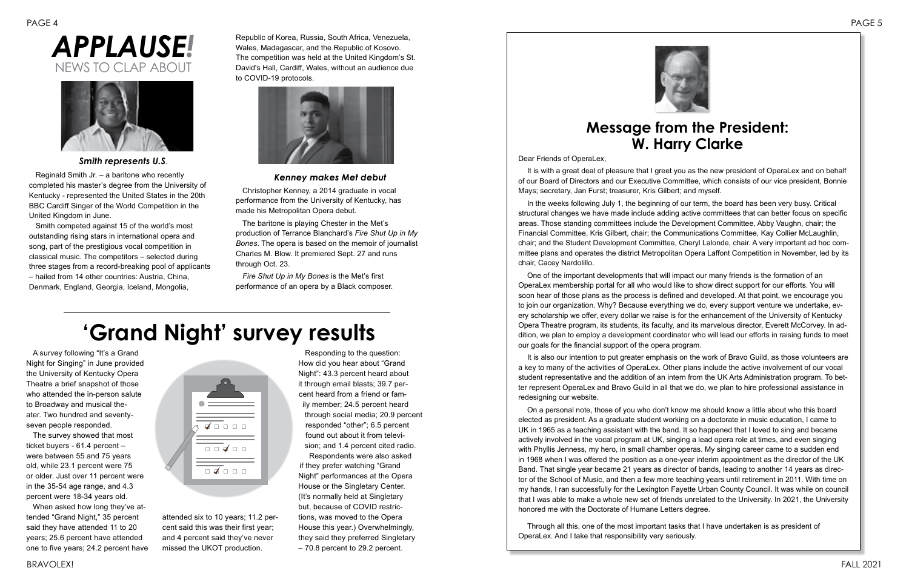# *APPLAUSE!*

NEWS TO CLAP ABOUT

### *Smith represents U.S.*

Reginald Smith Jr. – a baritone who recently completed his master's degree from the University of Kentucky - represented the United States in the 20th BBC Cardiff Singer of the World Competition in the United Kingdom in June.

Smith competed against 15 of the world's most outstanding rising stars in international opera and song, part of the prestigious vocal competition in classical music. The competitors – selected during three stages from a record-breaking pool of applicants – hailed from 14 other countries: Austria, China, Denmark, England, Georgia, Iceland, Mongolia, Republic of Korea, Russia, South Africa, Venezuela, Wales, Madagascar, and the Republic of Kosovo. The competition was held at the United Kingdom's St. David's Hall, Cardiff, Wales, without an audience due to COVID-19 protocols.

### *Kenney makes Met debut*

Christopher Kenney, a 2014 graduate in vocal performance from the University of Kentucky, has made his Metropolitan Opera debut.

The baritone is playing Chester in the Met's production of Terrance Blanchard's *Fire Shut Up in My Bones*. The opera is based on the memoir of journalist Charles M. Blow. It premiered Sept. 27 and runs through Oct. 23.

*Fire Shut Up in My Bones* is the Met's first performance of an opera by a Black composer.

## 'Grand Night' survey results

A survey following "It's a Grand Night for Singing" in June provided the University of Kentucky Opera Theatre a brief snapshot of those who attended the in-person salute to Broadway and musical theater. Two hundred and seventy-seven people responded.

The survey showed that most ticket buyers - 61.4 percent – were between 55 and 75 years old, while 23.1 percent were 75 or older. Just over 11 percent were in the 35-54 age range, and 4.3 percent were 18-34 years old.

When asked how long they've attended "Grand Night," 35 percent said they have attended 11 to 20 years; 25.6 percent have attended one to five years; 24.2 percent have attended six to 10 years; 11.2 percent said this was their first year; and 4 percent said they've never missed the UKOT production.

Responding to the question: How did you hear about "Grand Night": 43.3 percent heard about it through email blasts; 39.7 percent heard from a friend or family member; 24.5 percent heard through social media; 20.9 percent responded "other"; 6.5 percent found out about it from television; and 1.4 percent cited radio.

Respondents were also asked if they prefer watching "Grand Night" performances at the Opera House or the Singletary Center. (It's normally held at Singletary but, because of COVID restrictions, was moved to the Opera House this year.) Overwhelmingly, they said they preferred Singletary – 70.8 percent to 29.2 percent.

## Message from the President: W. Harry Clarke

Dear Friends of OperaLex,

It is with a great deal of pleasure that I greet you as the new president of OperaLex and on behalf of our Board of Directors and our Executive Committee, which consists of our vice president, Bonnie Mays; secretary, Jan Furst; treasurer, Kris Gilbert; and myself.

In the weeks following July 1, the beginning of our term, the board has been very busy. Critical structural changes we have made include adding active committees that can better focus on specific areas. Those standing committees include the Development Committee, Abby Vaughn, chair; the Financial Committee, Kris Gilbert, chair; the Communications Committee, Kay Collier McLaughlin, chair; and the Student Development Committee, Cheryl Lalonde, chair. A very important ad hoc committee plans and operates the district Metropolitan Opera Laffont Competition in November, led by its chair, Cacey Nardolillo.

One of the important developments that will impact our many friends is the formation of an OperaLex membership portal for all who would like to show direct support for our efforts. You will soon hear of those plans as the process is defined and developed. At that point, we encourage you to join our organization. Why? Because everything we do, every support venture we undertake, every scholarship we offer, every dollar we raise is for the enhancement of the University of Kentucky Opera Theatre program, its students, its faculty, and its marvelous director, Everett McCorvey. In addition, we plan to employ a development coordinator who will lead our efforts in raising funds to meet our goals for the financial support of the opera program.

It is also our intention to put greater emphasis on the work of Bravo Guild, as those volunteers are a key to many of the activities of OperaLex. Other plans include the active involvement of our vocal student representative and the addition of an intern from the UK Arts Administration program. To better represent OperaLex and Bravo Guild in all that we do, we plan to hire professional assistance in redesigning our website.

On a personal note, those of you who don't know me should know a little about who this board elected as president. As a graduate student working on a doctorate in music education, I came to UK in 1965 as a teaching assistant with the band. It so happened that I loved to sing and became actively involved in the vocal program at UK, singing a lead opera role at times, and even singing with Phyllis Jenness, my hero, in small chamber operas. My singing career came to a sudden end in 1968 when I was offered the position as a one-year interim appointment as the director of the UK Band. That single year became 21 years as director of bands, leading to another 14 years as director of the School of Music, and then a few more teaching years until retirement in 2011. With time on my hands, I ran successfully for the Lexington Fayette Urban County Council. It was while on council that I was able to make a whole new set of friends unrelated to the University. In 2021, the University honored me with the Doctorate of Humane Letters degree.

Through all this, one of the most important tasks that I have undertaken is as president of OperaLex. And I take that responsibility very seriously.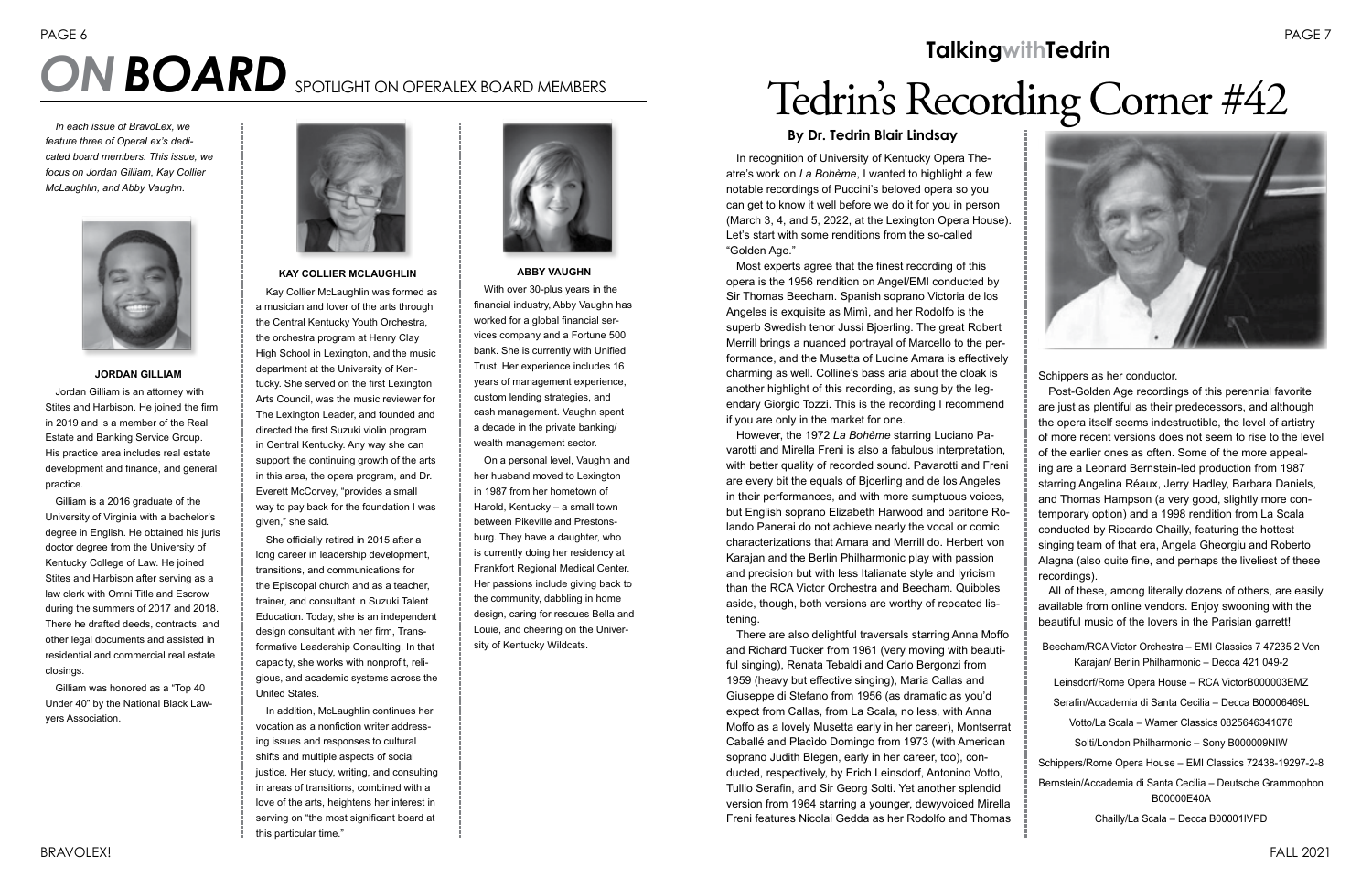# *ON BOARD* SPOTLIGHT ON OPERALEX BOARD MEMBERS

*In each issue of BravoLex, we feature three of OperaLex's dedicated board members. This issue, we focus on Jordan Gilliam, Kay Collier McLaughlin, and Abby Vaughn.*

### JORDAN GILLIAM

Jordan Gilliam is an attorney with Stites and Harbison. He joined the firm in 2019 and is a member of the Real Estate and Banking Service Group. His practice area includes real estate development and finance, and general practice.

Gilliam is a 2016 graduate of the University of Virginia with a bachelor's degree in English. He obtained his juris doctor degree from the University of Kentucky College of Law. He joined Stites and Harbison after serving as a law clerk with Omni Title and Escrow during the summers of 2017 and 2018. There he drafted deeds, contracts, and other legal documents and assisted in residential and commercial real estate closings.

Gilliam was honored as a "Top 40 Under 40" by the National Black Lawyers Association.

### KAY COLLIER MCLAUGHLIN

Kay Collier McLaughlin was formed as a musician and lover of the arts through the Central Kentucky Youth Orchestra, the orchestra program at Henry Clay High School in Lexington, and the music department at the University of Kentucky. She served on the first Lexington Arts Council, was the music reviewer for The Lexington Leader, and founded and directed the first Suzuki violin program in Central Kentucky. Any way she can support the continuing growth of the arts in this area, the opera program, and Dr. Everett McCorvey, "provides a small way to pay back for the foundation I was given," she said.

She officially retired in 2015 after a long career in leadership development, transitions, and communications for the Episcopal church and as a teacher, trainer, and consultant in Suzuki Talent Education. Today, she is an independent design consultant with her firm, Transformative Leadership Consulting. In that capacity, she works with nonprofit, religious, and academic systems across the United States.

In addition, McLaughlin continues her vocation as a nonfiction writer addressing issues and responses to cultural shifts and multiple aspects of social justice. Her study, writing, and consulting in areas of transitions, combined with a love of the arts, heightens her interest in serving on "the most significant board at this particular time."

### ABBY VAUGHN

With over 30-plus years in the financial industry, Abby Vaughn has worked for a global financial services company and a Fortune 500 bank. She is currently with Unified Trust. Her experience includes 16 years of management experience, custom lending strategies, and cash management. Vaughn spent a decade in the private banking/wealth management sector.

On a personal level, Vaughn and her husband moved to Lexington in 1987 from her hometown of Harold, Kentucky – a small town between Pikeville and Prestonsburg. They have a daughter, who is currently doing her residency at Frankfort Regional Medical Center. Her passions include giving back to the community, dabbling in home design, caring for rescues Bella and Louie, and cheering on the University of Kentucky Wildcats.

## TalkingwithTedrin

# Tedrin's Recording Corner #42

### By Dr. Tedrin Blair Lindsay

In recognition of University of Kentucky Opera Theatre's work on *La Bohème*, I wanted to highlight a few notable recordings of Puccini's beloved opera so you can get to know it well before we do it for you in person (March 3, 4, and 5, 2022, at the Lexington Opera House). Let's start with some renditions from the so-called "Golden Age."

Most experts agree that the finest recording of this opera is the 1956 rendition on Angel/EMI conducted by Sir Thomas Beecham. Spanish soprano Victoria de los Angeles is exquisite as Mimì, and her Rodolfo is the superb Swedish tenor Jussi Bjoerling. The great Robert Merrill brings a nuanced portrayal of Marcello to the performance, and the Musetta of Lucine Amara is effectively charming as well. Colline's bass aria about the cloak is another highlight of this recording, as sung by the legendary Giorgio Tozzi. This is the recording I recommend if you are only in the market for one.

However, the 1972 *La Bohème* starring Luciano Pavarotti and Mirella Freni is also a fabulous interpretation, with better quality of recorded sound. Pavarotti and Freni are every bit the equals of Bjoerling and de los Angeles in their performances, and with more sumptuous voices, but English soprano Elizabeth Harwood and baritone Rolando Panerai do not achieve nearly the vocal or comic characterizations that Amara and Merrill do. Herbert von Karajan and the Berlin Philharmonic play with passion and precision but with less Italianate style and lyricism than the RCA Victor Orchestra and Beecham. Quibbles aside, though, both versions are worthy of repeated listening.

There are also delightful traversals starring Anna Moffo and Richard Tucker from 1961 (very moving with beautiful singing), Renata Tebaldi and Carlo Bergonzi from 1959 (heavy but effective singing), Maria Callas and Giuseppe di Stefano from 1956 (as dramatic as you'd expect from Callas, from La Scala, no less, with Anna Moffo as a lovely Musetta early in her career), Montserrat Caballé and Placido Domingo from 1973 (with American soprano Judith Blegen, early in her career, too), conducted, respectively, by Erich Leinsdorf, Antonino Votto, Tullio Serafin, and Sir Georg Solti. Yet another splendid version from 1964 starring a younger, dewyvoiced Mirella Freni features Nicolai Gedda as her Rodolfo and Thomas Schippers as her conductor.

Post-Golden Age recordings of this perennial favorite are just as plentiful as their predecessors, and although the opera itself seems indestructible, the level of artistry of more recent versions does not seem to rise to the level of the earlier ones as often. Some of the more appealing are a Leonard Bernstein-led production from 1987 starring Angelina Réaux, Jerry Hadley, Barbara Daniels, and Thomas Hampson (a very good, slightly more contemporary option) and a 1998 rendition from La Scala conducted by Riccardo Chailly, featuring the hottest singing team of that era, Angela Gheorgiu and Roberto Alagna (also quite fine, and perhaps the liveliest of these recordings).

All of these, among literally dozens of others, are easily available from online vendors. Enjoy swooning with the beautiful music of the lovers in the Parisian garrett!

Beecham/RCA Victor Orchestra – EMI Classics 7 47235 2 Von Karajan/ Berlin Philharmonic – Decca 421 049-2

Leinsdorf/Rome Opera House – RCA VictorB000003EMZ

Serafin/Accademia di Santa Cecilia – Decca B00006469L

Votto/La Scala – Warner Classics 0825646341078

Solti/London Philharmonic – Sony B000009NIW

Schippers/Rome Opera House – EMI Classics 72438-19297-2-8

Bernstein/Accademia di Santa Cecilia – Deutsche Grammophon B00000E40A

Chailly/La Scala – Decca B00001IVPD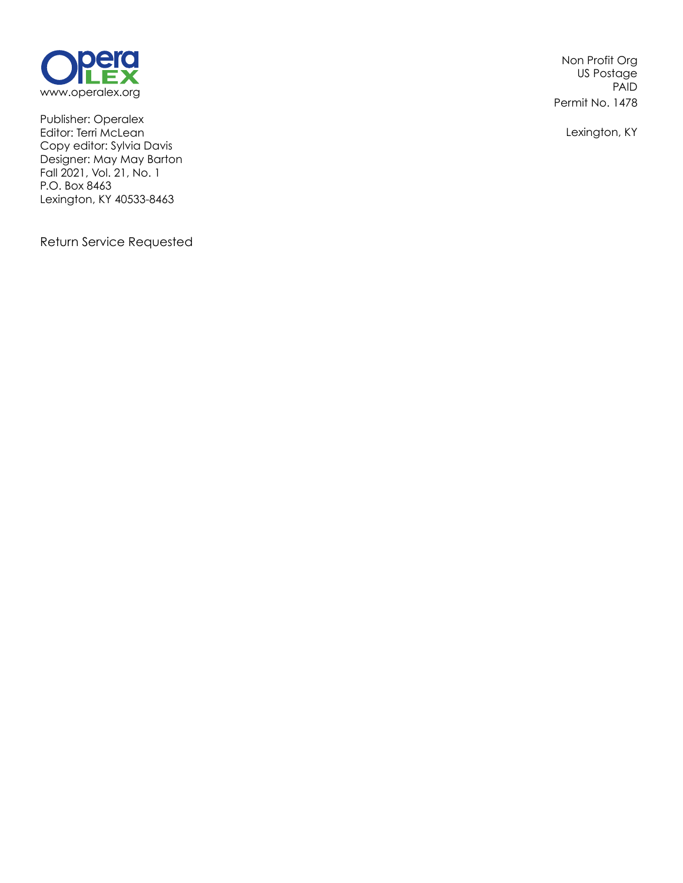Opera LEX

www.operalex.org

Publisher: Operalex
Editor: Terri McLean
Copy editor: Sylvia Davis
Designer: May May Barton
Fall 2021, Vol. 21, No. 1
P.O. Box 8463
Lexington, KY 40533-8463

Return Service Requested

Non Profit Org
US Postage
PAID
Permit No. 1478

Lexington, KY